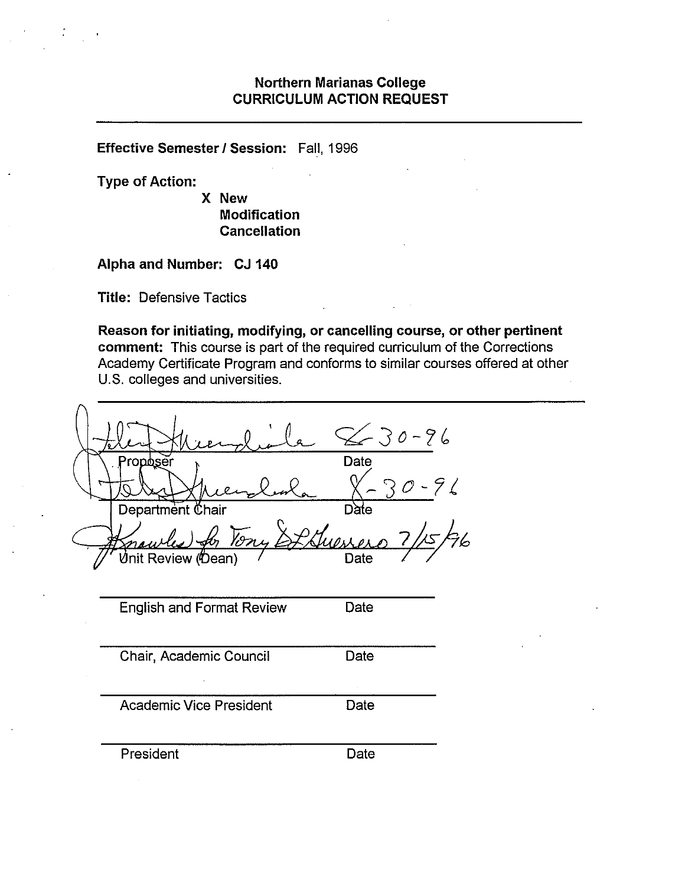# Northern Marianas College
## CURRICULUM ACTION REQUEST

---

**Effective Semester / Session:** Fall, 1996

**Type of Action:**

X **New**
**Modification**
**Cancellation**

**Alpha and Number:** **CJ 140**

**Title:** Defensive Tactics

**Reason for initiating, modifying, or cancelling course, or other pertinent comment:** This course is part of the required curriculum of the Corrections Academy Certificate Program and conforms to similar courses offered at other U.S. colleges and universities.

---

| | |
|---|---|
| *[signature]* | 8-30-96 |
| Proposer | Date |
| *[signature]* | 8-30-96 |
| Department Chair | Date |
| *Knowles for Tony DL Guerrero* | 7/15/96 |
| Unit Review (Dean) | Date |
| | |
| English and Format Review | Date |
| | |
| Chair, Academic Council | Date |
| | |
| Academic Vice President | Date |
| | |
| President | Date |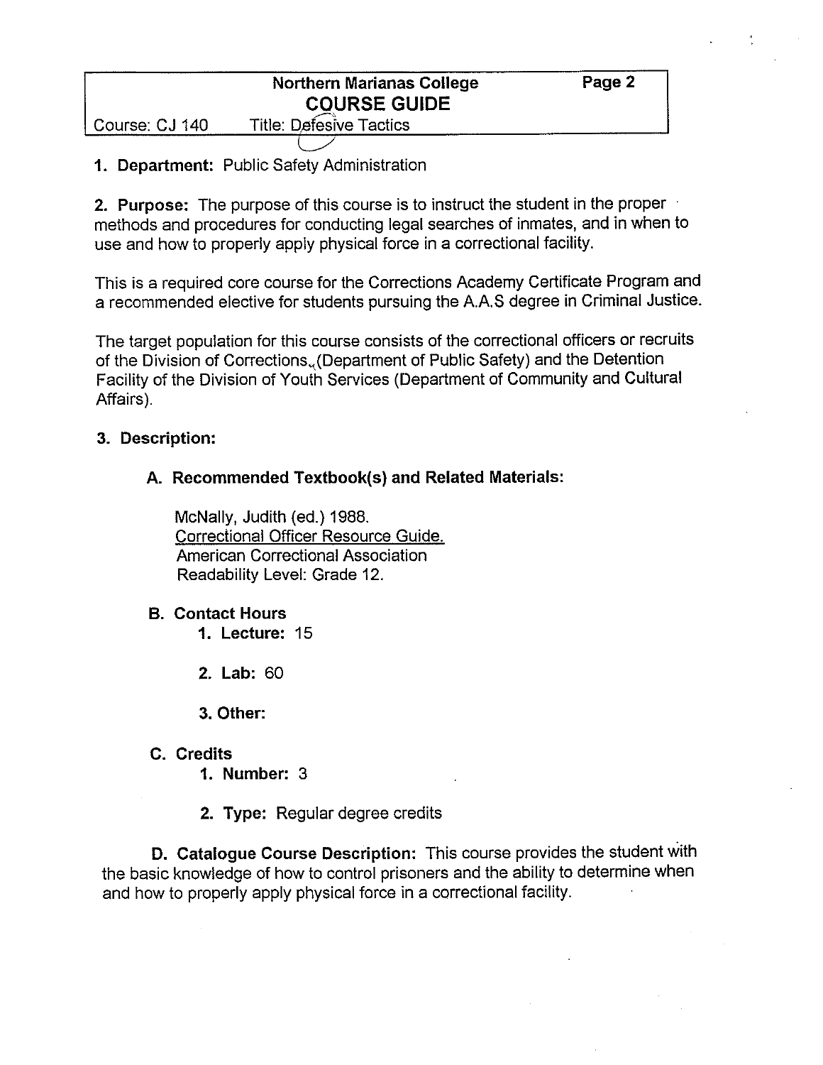Northern Marianas College
**COURSE GUIDE**

Course: CJ 140 Title: Defesive Tactics

**1. Department:** Public Safety Administration

**2. Purpose:** The purpose of this course is to instruct the student in the proper methods and procedures for conducting legal searches of inmates, and in when to use and how to properly apply physical force in a correctional facility.

This is a required core course for the Corrections Academy Certificate Program and a recommended elective for students pursuing the A.A.S degree in Criminal Justice.

The target population for this course consists of the correctional officers or recruits of the Division of Corrections, (Department of Public Safety) and the Detention Facility of the Division of Youth Services (Department of Community and Cultural Affairs).

**3. Description:**

**A. Recommended Textbook(s) and Related Materials:**

McNally, Judith (ed.) 1988.
Correctional Officer Resource Guide.
American Correctional Association
Readability Level: Grade 12.

**B. Contact Hours**

1. **Lecture:** 15
2. **Lab:** 60
3. **Other:**

**C. Credits**

1. **Number:** 3
2. **Type:** Regular degree credits

**D. Catalogue Course Description:** This course provides the student with the basic knowledge of how to control prisoners and the ability to determine when and how to properly apply physical force in a correctional facility.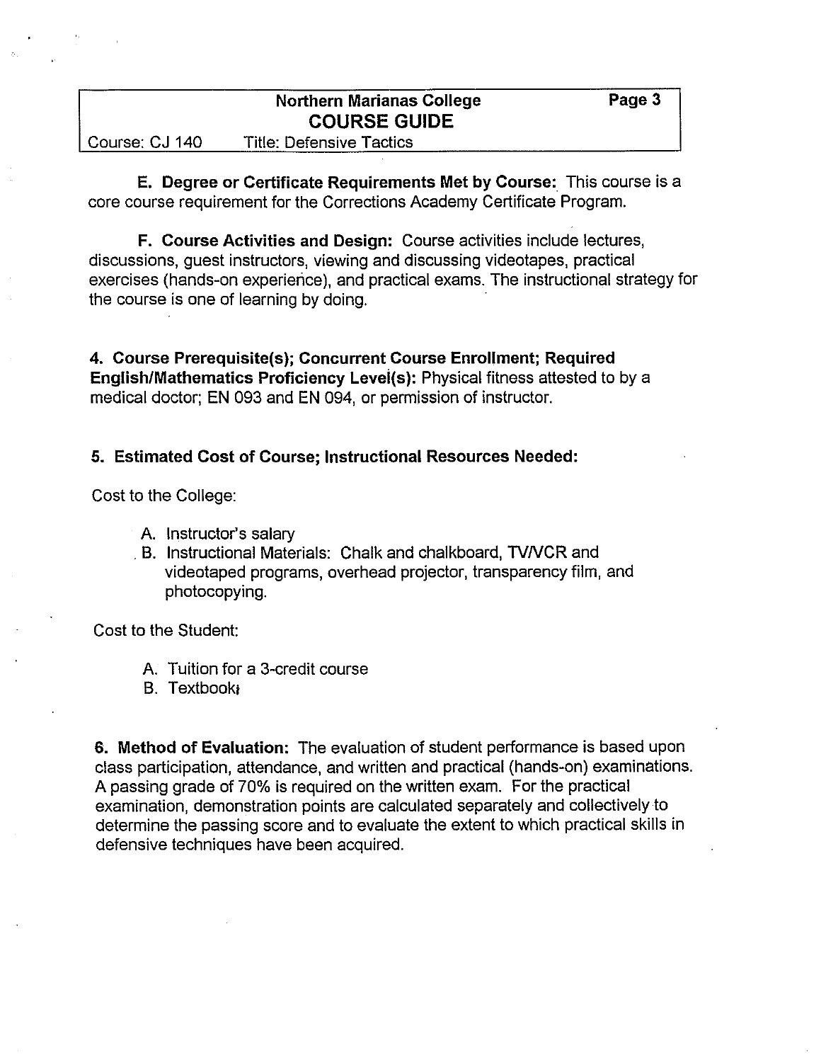**E. Degree or Certificate Requirements Met by Course:** This course is a core course requirement for the Corrections Academy Certificate Program.

**F. Course Activities and Design:** Course activities include lectures, discussions, guest instructors, viewing and discussing videotapes, practical exercises (hands-on experience), and practical exams. The instructional strategy for the course is one of learning by doing.

**4. Course Prerequisite(s); Concurrent Course Enrollment; Required English/Mathematics Proficiency Level(s):** Physical fitness attested to by a medical doctor; EN 093 and EN 094, or permission of instructor.

**5. Estimated Cost of Course; Instructional Resources Needed:**

Cost to the College:

A. Instructor's salary
B. Instructional Materials: Chalk and chalkboard, TV/VCR and videotaped programs, overhead projector, transparency film, and photocopying.

Cost to the Student:

A. Tuition for a 3-credit course
B. Textbook

**6. Method of Evaluation:** The evaluation of student performance is based upon class participation, attendance, and written and practical (hands-on) examinations. A passing grade of 70% is required on the written exam. For the practical examination, demonstration points are calculated separately and collectively to determine the passing score and to evaluate the extent to which practical skills in defensive techniques have been acquired.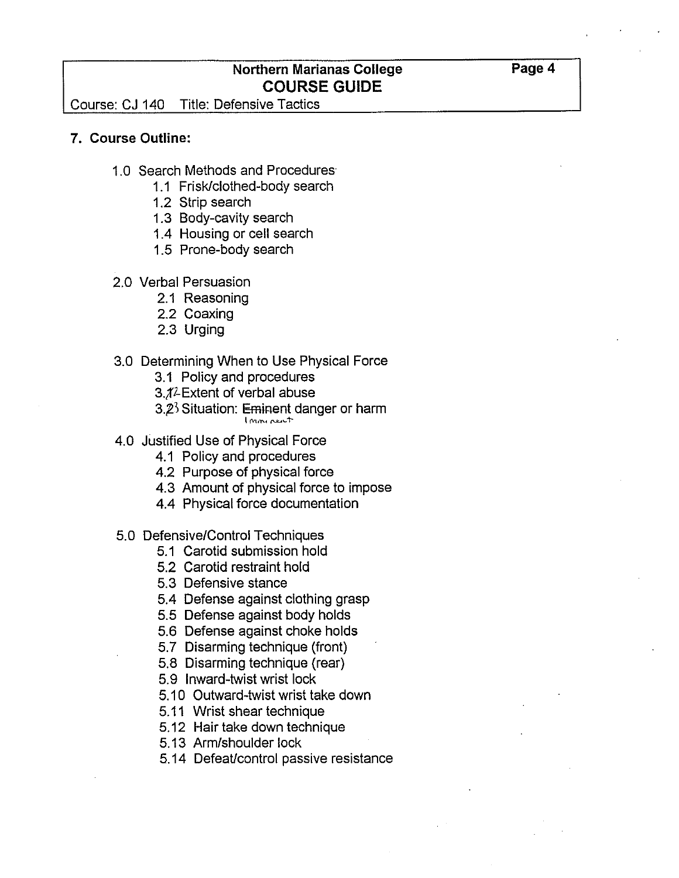## 7. Course Outline:

- 1.0 Search Methods and Procedures
  - 1.1 Frisk/clothed-body search
  - 1.2 Strip search
  - 1.3 Body-cavity search
  - 1.4 Housing or cell search
  - 1.5 Prone-body search

- 2.0 Verbal Persuasion
  - 2.1 Reasoning
  - 2.2 Coaxing
  - 2.3 Urging

- 3.0 Determining When to Use Physical Force
  - 3.1 Policy and procedures
  - 3.2 Extent of verbal abuse
  - 3.3 Situation: Imminent danger or harm

- 4.0 Justified Use of Physical Force
  - 4.1 Policy and procedures
  - 4.2 Purpose of physical force
  - 4.3 Amount of physical force to impose
  - 4.4 Physical force documentation

- 5.0 Defensive/Control Techniques
  - 5.1 Carotid submission hold
  - 5.2 Carotid restraint hold
  - 5.3 Defensive stance
  - 5.4 Defense against clothing grasp
  - 5.5 Defense against body holds
  - 5.6 Defense against choke holds
  - 5.7 Disarming technique (front)
  - 5.8 Disarming technique (rear)
  - 5.9 Inward-twist wrist lock
  - 5.10 Outward-twist wrist take down
  - 5.11 Wrist shear technique
  - 5.12 Hair take down technique
  - 5.13 Arm/shoulder lock
  - 5.14 Defeat/control passive resistance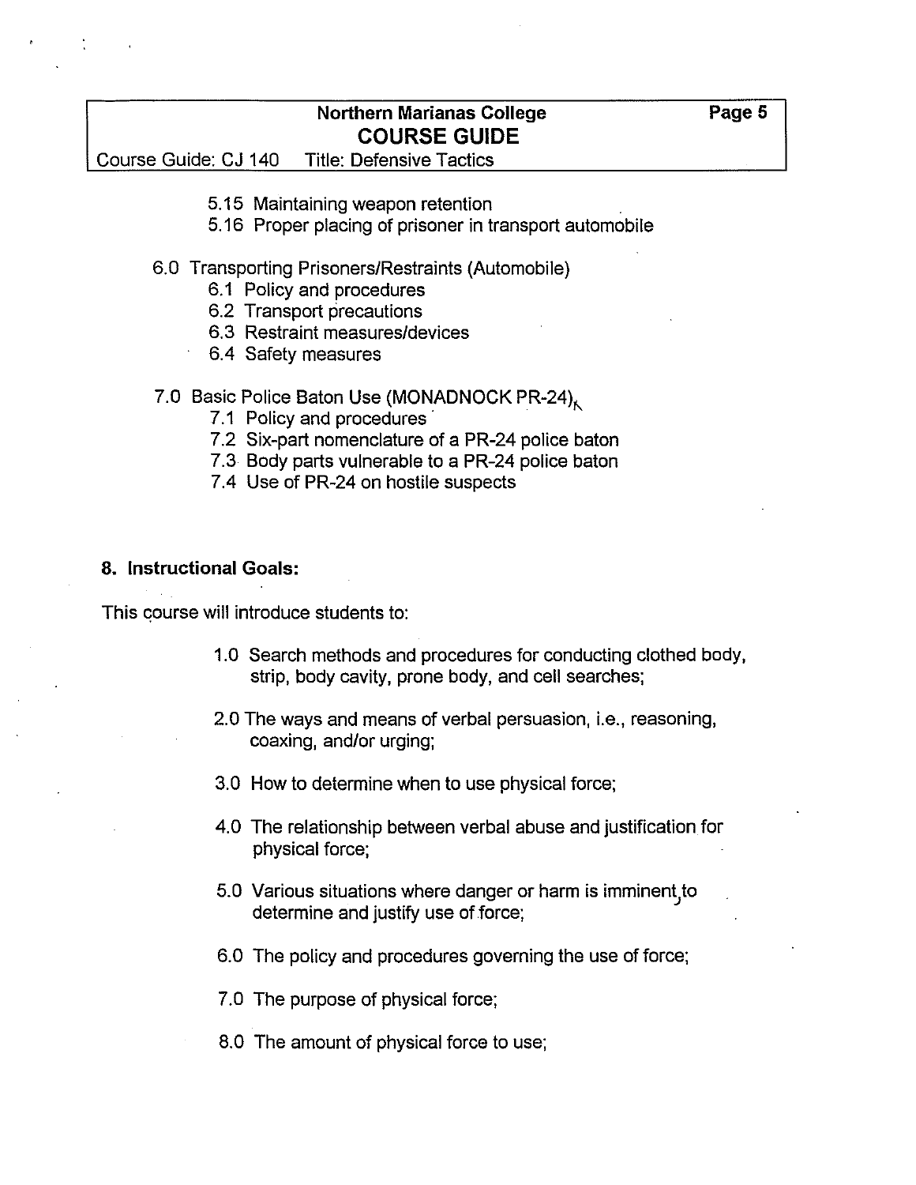- 5.15 Maintaining weapon retention
- 5.16 Proper placing of prisoner in transport automobile

6.0 Transporting Prisoners/Restraints (Automobile)

- 6.1 Policy and procedures
- 6.2 Transport precautions
- 6.3 Restraint measures/devices
- 6.4 Safety measures

7.0 Basic Police Baton Use (MONADNOCK PR-24)

- 7.1 Policy and procedures
- 7.2 Six-part nomenclature of a PR-24 police baton
- 7.3 Body parts vulnerable to a PR-24 police baton
- 7.4 Use of PR-24 on hostile suspects

**8. Instructional Goals:**

This course will introduce students to:

1.0 Search methods and procedures for conducting clothed body, strip, body cavity, prone body, and cell searches;

2.0 The ways and means of verbal persuasion, i.e., reasoning, coaxing, and/or urging;

3.0 How to determine when to use physical force;

4.0 The relationship between verbal abuse and justification for physical force;

5.0 Various situations where danger or harm is imminent, to determine and justify use of force;

6.0 The policy and procedures governing the use of force;

7.0 The purpose of physical force;

8.0 The amount of physical force to use;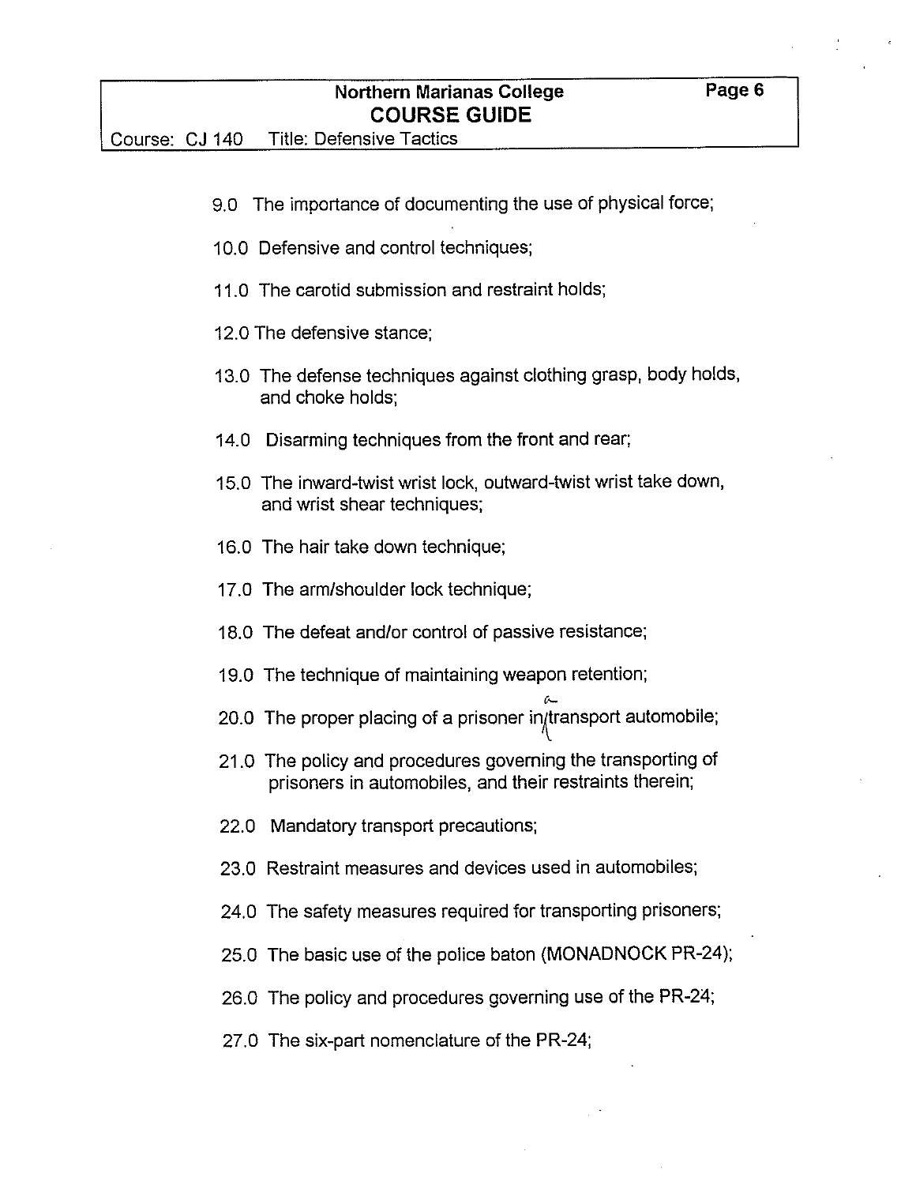9.0 The importance of documenting the use of physical force;

10.0 Defensive and control techniques;

11.0 The carotid submission and restraint holds;

12.0 The defensive stance;

13.0 The defense techniques against clothing grasp, body holds, and choke holds;

14.0 Disarming techniques from the front and rear;

15.0 The inward-twist wrist lock, outward-twist wrist take down, and wrist shear techniques;

16.0 The hair take down technique;

17.0 The arm/shoulder lock technique;

18.0 The defeat and/or control of passive resistance;

19.0 The technique of maintaining weapon retention;

20.0 The proper placing of a prisoner in a transport automobile;

21.0 The policy and procedures governing the transporting of prisoners in automobiles, and their restraints therein;

22.0 Mandatory transport precautions;

23.0 Restraint measures and devices used in automobiles;

24.0 The safety measures required for transporting prisoners;

25.0 The basic use of the police baton (MONADNOCK PR-24);

26.0 The policy and procedures governing use of the PR-24;

27.0 The six-part nomenclature of the PR-24;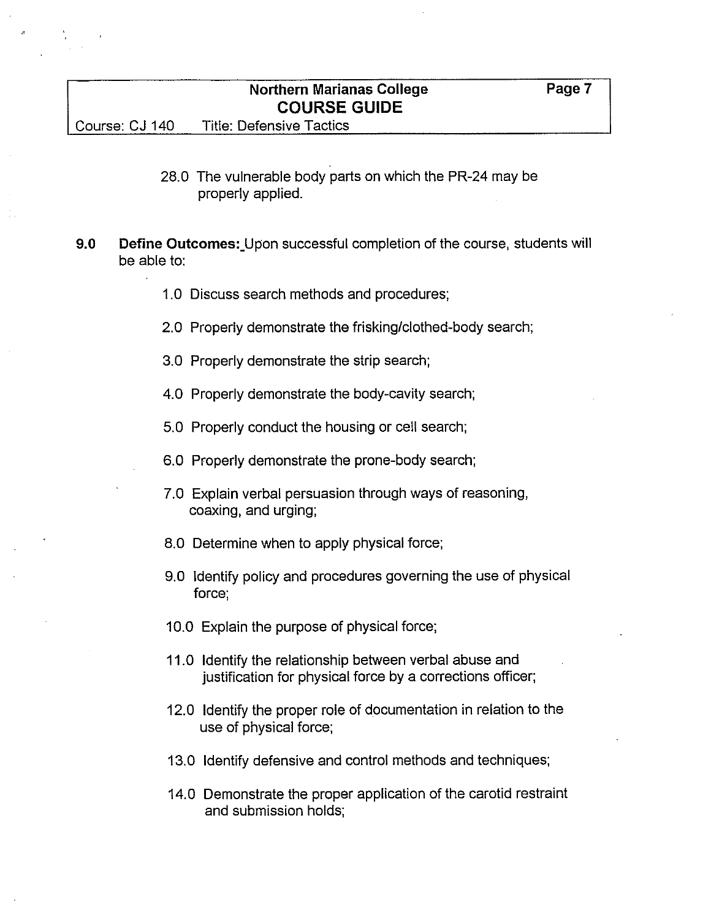28.0 The vulnerable body parts on which the PR-24 may be properly applied.

**9.0 Define Outcomes:** Upon successful completion of the course, students will be able to:

1.0 Discuss search methods and procedures;

2.0 Properly demonstrate the frisking/clothed-body search;

3.0 Properly demonstrate the strip search;

4.0 Properly demonstrate the body-cavity search;

5.0 Properly conduct the housing or cell search;

6.0 Properly demonstrate the prone-body search;

7.0 Explain verbal persuasion through ways of reasoning, coaxing, and urging;

8.0 Determine when to apply physical force;

9.0 Identify policy and procedures governing the use of physical force;

10.0 Explain the purpose of physical force;

11.0 Identify the relationship between verbal abuse and justification for physical force by a corrections officer;

12.0 Identify the proper role of documentation in relation to the use of physical force;

13.0 Identify defensive and control methods and techniques;

14.0 Demonstrate the proper application of the carotid restraint and submission holds;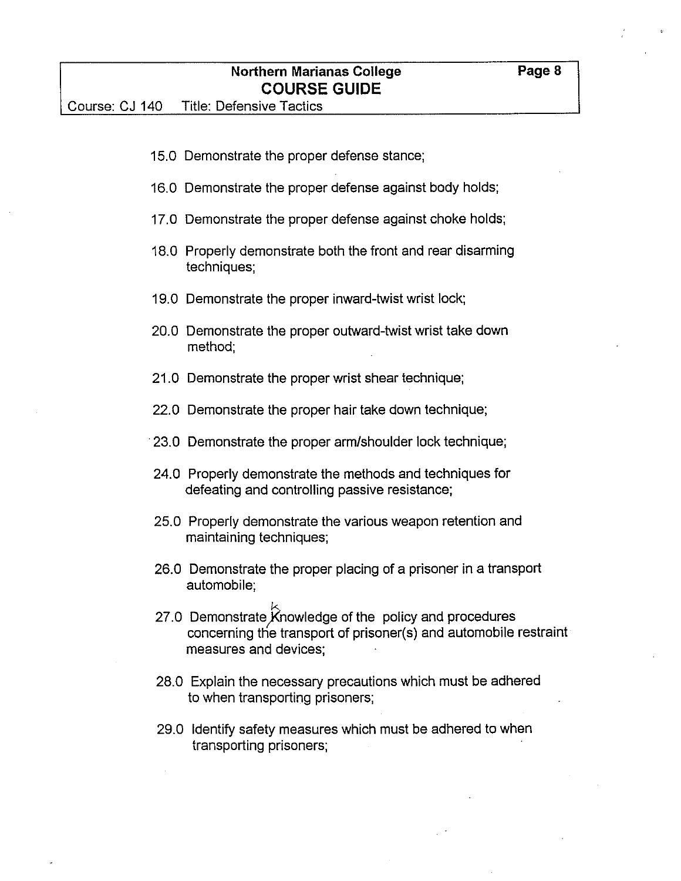15.0 Demonstrate the proper defense stance;

16.0 Demonstrate the proper defense against body holds;

17.0 Demonstrate the proper defense against choke holds;

18.0 Properly demonstrate both the front and rear disarming techniques;

19.0 Demonstrate the proper inward-twist wrist lock;

20.0 Demonstrate the proper outward-twist wrist take down method;

21.0 Demonstrate the proper wrist shear technique;

22.0 Demonstrate the proper hair take down technique;

23.0 Demonstrate the proper arm/shoulder lock technique;

24.0 Properly demonstrate the methods and techniques for defeating and controlling passive resistance;

25.0 Properly demonstrate the various weapon retention and maintaining techniques;

26.0 Demonstrate the proper placing of a prisoner in a transport automobile;

27.0 Demonstrate knowledge of the policy and procedures concerning the transport of prisoner(s) and automobile restraint measures and devices;

28.0 Explain the necessary precautions which must be adhered to when transporting prisoners;

29.0 Identify safety measures which must be adhered to when transporting prisoners;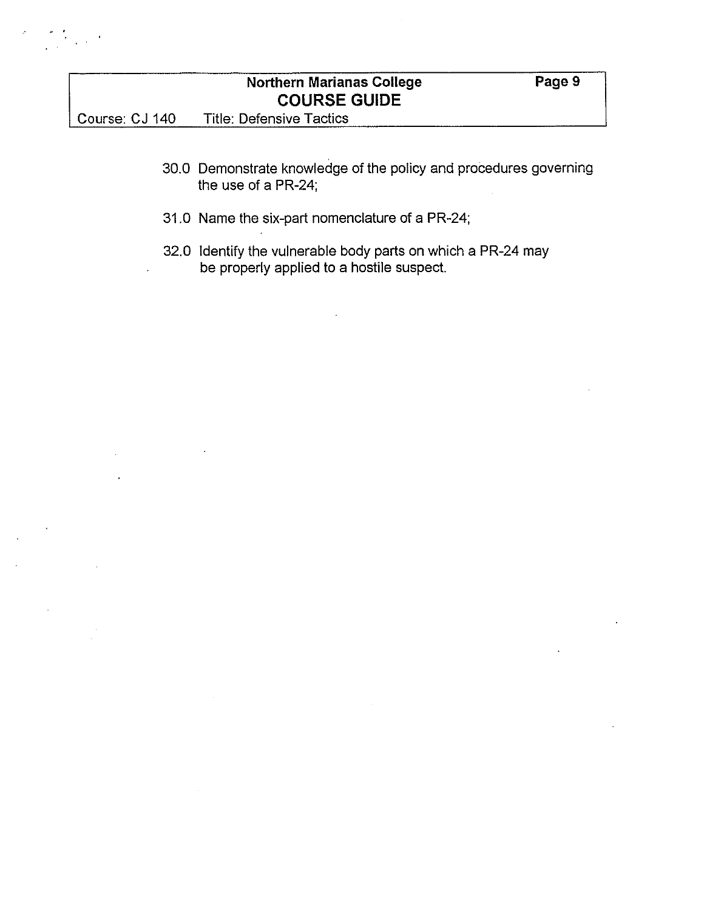30.0 Demonstrate knowledge of the policy and procedures governing the use of a PR-24;

31.0 Name the six-part nomenclature of a PR-24;

32.0 Identify the vulnerable body parts on which a PR-24 may be properly applied to a hostile suspect.